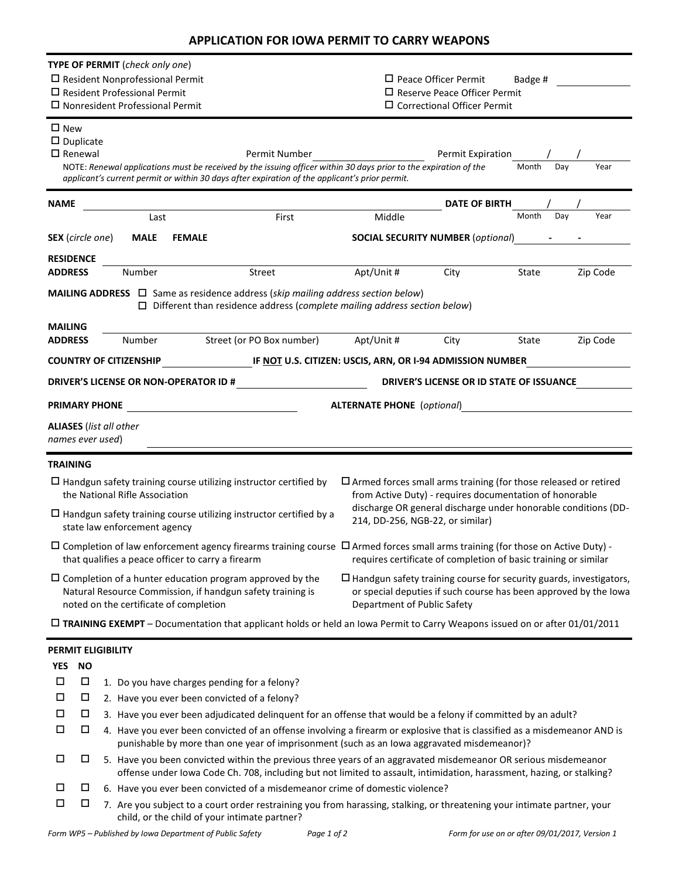# APPLICATION FOR IOWA PERMIT TO CARRY WEAPONS

**TYPE OF PERMIT** (*check only one*)

- ☐ Resident Nonprofessional Permit
- ☐ Resident Professional Permit
- ☐ Nonresident Professional Permit
- ☐ Peace Officer Permit Badge # ______________
- ☐ Reserve Peace Officer Permit
- ☐ Correctional Officer Permit

---

- ☐ New
- ☐ Duplicate
- ☐ Renewal

Permit Number ____________________ Permit Expiration ____ / ____ / ____ (Month Day Year)

NOTE: *Renewal applications must be received by the issuing officer within 30 days prior to the expiration of the applicant's current permit or within 30 days after expiration of the applicant's prior permit.*

---

**NAME** ____________________ (Last) ____________________ (First) ____________________ (Middle) **DATE OF BIRTH** ____ / ____ / ____ (Month Day Year)

**SEX** (*circle one*) **MALE** **FEMALE** **SOCIAL SECURITY NUMBER** (*optional*) ____ - ____ - ____

**RESIDENCE ADDRESS** ______ (Number) ______ (Street) ______ (Apt/Unit #) ______ (City) ______ (State) ______ (Zip Code)

**MAILING ADDRESS**
- ☐ Same as residence address (*skip mailing address section below*)
- ☐ Different than residence address (*complete mailing address section below*)

**MAILING ADDRESS** ______ (Number) ______ (Street (or PO Box number)) ______ (Apt/Unit #) ______ (City) ______ (State) ______ (Zip Code)

**COUNTRY OF CITIZENSHIP** ____________ **IF NOT U.S. CITIZEN: USCIS, ARN, OR I-94 ADMISSION NUMBER** ____________

**DRIVER'S LICENSE OR NON-OPERATOR ID #** ____________ **DRIVER'S LICENSE OR ID STATE OF ISSUANCE** ____________

**PRIMARY PHONE** ____________ **ALTERNATE PHONE** (*optional*) ____________

**ALIASES** (*list all other names ever used*) ____________

---

**TRAINING**

- ☐ Handgun safety training course utilizing instructor certified by the National Rifle Association
- ☐ Handgun safety training course utilizing instructor certified by a state law enforcement agency
- ☐ Completion of law enforcement agency firearms training course that qualifies a peace officer to carry a firearm
- ☐ Completion of a hunter education program approved by the Natural Resource Commission, if handgun safety training is noted on the certificate of completion
- ☐ Armed forces small arms training (for those released or retired from Active Duty) - requires documentation of honorable discharge OR general discharge under honorable conditions (DD-214, DD-256, NGB-22, or similar)
- ☐ Armed forces small arms training (for those on Active Duty) - requires certificate of completion of basic training or similar
- ☐ Handgun safety training course for security guards, investigators, or special deputies if such course has been approved by the Iowa Department of Public Safety
- ☐ **TRAINING EXEMPT** – Documentation that applicant holds or held an Iowa Permit to Carry Weapons issued on or after 01/01/2011

---

**PERMIT ELIGIBILITY**

| YES | NO | |
|---|---|---|
| ☐ | ☐ | 1. Do you have charges pending for a felony? |
| ☐ | ☐ | 2. Have you ever been convicted of a felony? |
| ☐ | ☐ | 3. Have you ever been adjudicated delinquent for an offense that would be a felony if committed by an adult? |
| ☐ | ☐ | 4. Have you ever been convicted of an offense involving a firearm or explosive that is classified as a misdemeanor AND is punishable by more than one year of imprisonment (such as an Iowa aggravated misdemeanor)? |
| ☐ | ☐ | 5. Have you been convicted within the previous three years of an aggravated misdemeanor OR serious misdemeanor offense under Iowa Code Ch. 708, including but not limited to assault, intimidation, harassment, hazing, or stalking? |
| ☐ | ☐ | 6. Have you ever been convicted of a misdemeanor crime of domestic violence? |
| ☐ | ☐ | 7. Are you subject to a court order restraining you from harassing, stalking, or threatening your intimate partner, your child, or the child of your intimate partner? |

*Form WP5 – Published by Iowa Department of Public Safety* *Form for use on or after 09/01/2017, Version 1*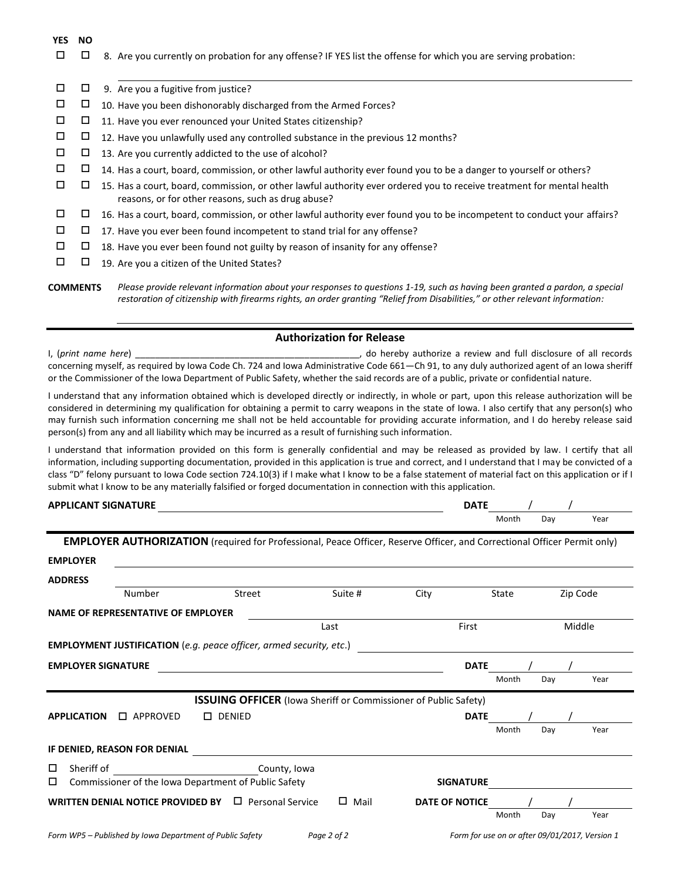| YES | NO | |
|---|---|---|
| ☐ | ☐ | 8. Are you currently on probation for any offense? IF YES list the offense for which you are serving probation: ______________________________ |
| ☐ | ☐ | 9. Are you a fugitive from justice? |
| ☐ | ☐ | 10. Have you been dishonorably discharged from the Armed Forces? |
| ☐ | ☐ | 11. Have you ever renounced your United States citizenship? |
| ☐ | ☐ | 12. Have you unlawfully used any controlled substance in the previous 12 months? |
| ☐ | ☐ | 13. Are you currently addicted to the use of alcohol? |
| ☐ | ☐ | 14. Has a court, board, commission, or other lawful authority ever found you to be a danger to yourself or others? |
| ☐ | ☐ | 15. Has a court, board, commission, or other lawful authority ever ordered you to receive treatment for mental health reasons, or for other reasons, such as drug abuse? |
| ☐ | ☐ | 16. Has a court, board, commission, or other lawful authority ever found you to be incompetent to conduct your affairs? |
| ☐ | ☐ | 17. Have you ever been found incompetent to stand trial for any offense? |
| ☐ | ☐ | 18. Have you ever been found not guilty by reason of insanity for any offense? |
| ☐ | ☐ | 19. Are you a citizen of the United States? |

**COMMENTS** *Please provide relevant information about your responses to questions 1-19, such as having been granted a pardon, a special restoration of citizenship with firearms rights, an order granting "Relief from Disabilities," or other relevant information:*

______________________________

## Authorization for Release

I, (*print name here*) ______________________________, do hereby authorize a review and full disclosure of all records concerning myself, as required by Iowa Code Ch. 724 and Iowa Administrative Code 661—Ch 91, to any duly authorized agent of an Iowa sheriff or the Commissioner of the Iowa Department of Public Safety, whether the said records are of a public, private or confidential nature.

I understand that any information obtained which is developed directly or indirectly, in whole or part, upon this release authorization will be considered in determining my qualification for obtaining a permit to carry weapons in the state of Iowa. I also certify that any person(s) who may furnish such information concerning me shall not be held accountable for providing accurate information, and I do hereby release said person(s) from any and all liability which may be incurred as a result of furnishing such information.

I understand that information provided on this form is generally confidential and may be released as provided by law. I certify that all information, including supporting documentation, provided in this application is true and correct, and I understand that I may be convicted of a class "D" felony pursuant to Iowa Code section 724.10(3) if I make what I know to be a false statement of material fact on this application or if I submit what I know to be any materially falsified or forged documentation in connection with this application.

**APPLICANT SIGNATURE** ______________________________ **DATE** ____ / ____ / ____
(Month / Day / Year)

## EMPLOYER AUTHORIZATION (required for Professional, Peace Officer, Reserve Officer, and Correctional Officer Permit only)

**EMPLOYER** ______________________________

**ADDRESS** ______________________________
Number | Street | Suite # | City | State | Zip Code

**NAME OF REPRESENTATIVE OF EMPLOYER** ______________________________
Last | First | Middle

**EMPLOYMENT JUSTIFICATION** (*e.g. peace officer, armed security, etc.*) ______________________________

**EMPLOYER SIGNATURE** ______________________________ **DATE** ____ / ____ / ____
(Month / Day / Year)

## ISSUING OFFICER (Iowa Sheriff or Commissioner of Public Safety)

**APPLICATION** ☐ APPROVED ☐ DENIED **DATE** ____ / ____ / ____
(Month / Day / Year)

**IF DENIED, REASON FOR DENIAL** ______________________________

☐ Sheriff of ____________ County, Iowa
☐ Commissioner of the Iowa Department of Public Safety **SIGNATURE** ______________________________

**WRITTEN DENIAL NOTICE PROVIDED BY** ☐ Personal Service ☐ Mail **DATE OF NOTICE** ____ / ____ / ____
(Month / Day / Year)

*Form WP5 – Published by Iowa Department of Public Safety* *Form for use on or after 09/01/2017, Version 1*